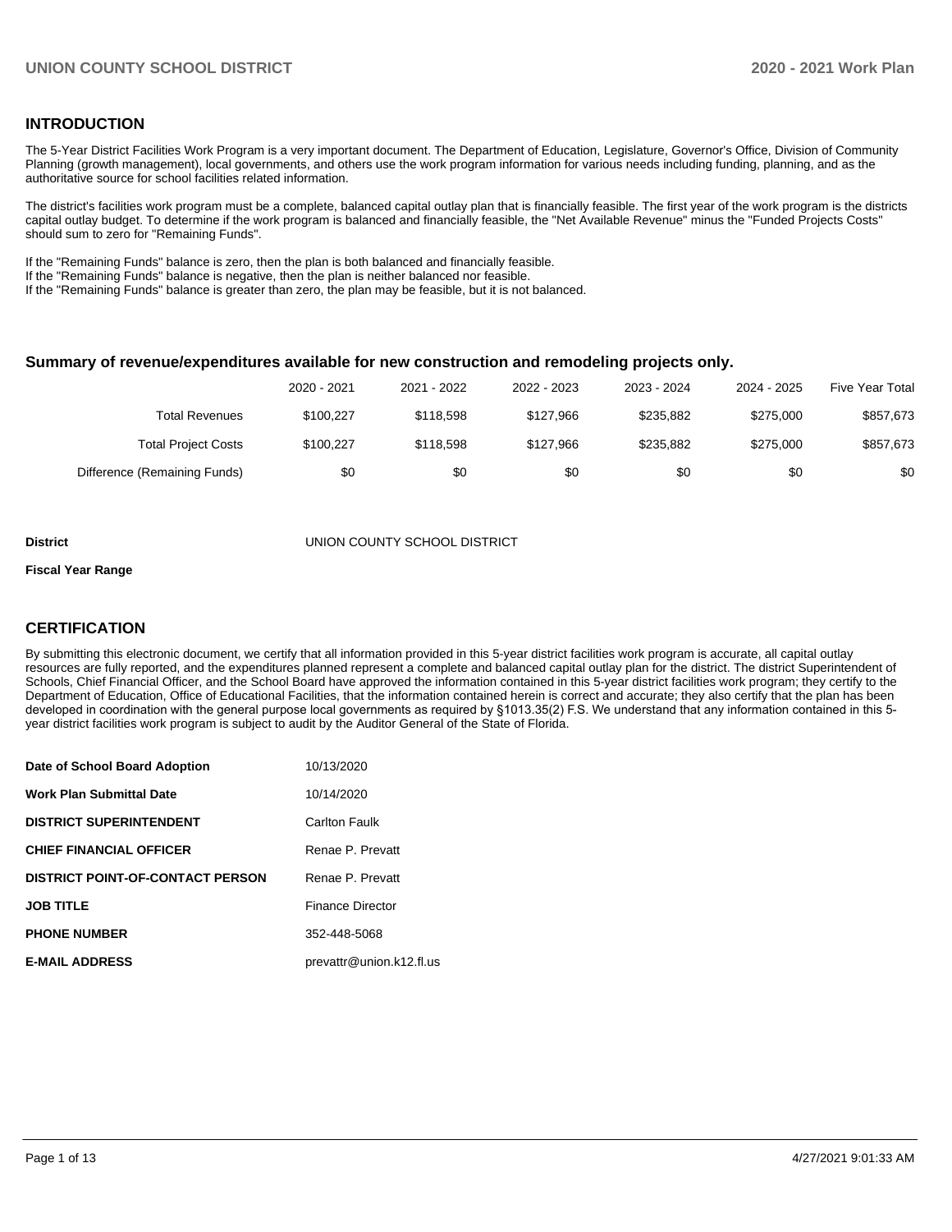## INTRODUCTION

The 5-Year District Facilities Work Program is a very important document. The Department of Education, Legislature, Governor's Office, Division of Community Planning (growth management), local governments, and others use the work program information for various needs including funding, planning, and as the authoritative source for school facilities related information.

The district's facilities work program must be a complete, balanced capital outlay plan that is financially feasible. The first year of the work program is the districts capital outlay budget. To determine if the work program is balanced and financially feasible, the "Net Available Revenue" minus the "Funded Projects Costs" should sum to zero for "Remaining Funds".

If the "Remaining Funds" balance is zero, then the plan is both balanced and financially feasible.
If the "Remaining Funds" balance is negative, then the plan is neither balanced nor feasible.
If the "Remaining Funds" balance is greater than zero, the plan may be feasible, but it is not balanced.

### Summary of revenue/expenditures available for new construction and remodeling projects only.

| | 2020 - 2021 | 2021 - 2022 | 2022 - 2023 | 2023 - 2024 | 2024 - 2025 | Five Year Total |
|---|---|---|---|---|---|---|
| Total Revenues | $100,227 | $118,598 | $127,966 | $235,882 | $275,000 | $857,673 |
| Total Project Costs | $100,227 | $118,598 | $127,966 | $235,882 | $275,000 | $857,673 |
| Difference (Remaining Funds) | $0 | $0 | $0 | $0 | $0 | $0 |

**District** UNION COUNTY SCHOOL DISTRICT

**Fiscal Year Range**

## CERTIFICATION

By submitting this electronic document, we certify that all information provided in this 5-year district facilities work program is accurate, all capital outlay resources are fully reported, and the expenditures planned represent a complete and balanced capital outlay plan for the district. The district Superintendent of Schools, Chief Financial Officer, and the School Board have approved the information contained in this 5-year district facilities work program; they certify to the Department of Education, Office of Educational Facilities, that the information contained herein is correct and accurate; they also certify that the plan has been developed in coordination with the general purpose local governments as required by §1013.35(2) F.S. We understand that any information contained in this 5-year district facilities work program is subject to audit by the Auditor General of the State of Florida.

| | |
|---|---|
| **Date of School Board Adoption** | 10/13/2020 |
| **Work Plan Submittal Date** | 10/14/2020 |
| **DISTRICT SUPERINTENDENT** | Carlton Faulk |
| **CHIEF FINANCIAL OFFICER** | Renae P. Prevatt |
| **DISTRICT POINT-OF-CONTACT PERSON** | Renae P. Prevatt |
| **JOB TITLE** | Finance Director |
| **PHONE NUMBER** | 352-448-5068 |
| **E-MAIL ADDRESS** | prevattr@union.k12.fl.us |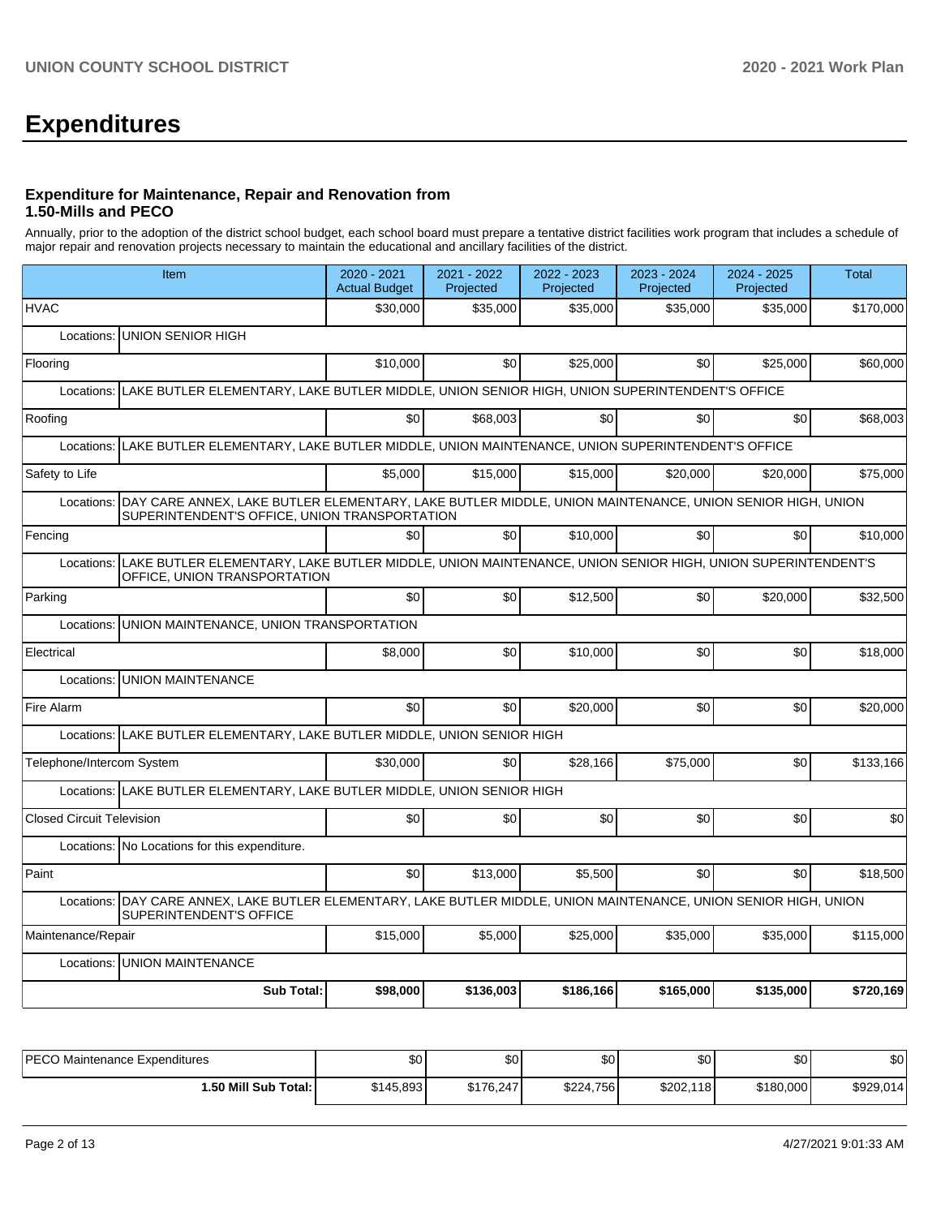# Expenditures

### Expenditure for Maintenance, Repair and Renovation from 1.50-Mills and PECO

Annually, prior to the adoption of the district school budget, each school board must prepare a tentative district facilities work program that includes a schedule of major repair and renovation projects necessary to maintain the educational and ancillary facilities of the district.

| Item | 2020 - 2021 Actual Budget | 2021 - 2022 Projected | 2022 - 2023 Projected | 2023 - 2024 Projected | 2024 - 2025 Projected | Total |
|---|---|---|---|---|---|---|
| HVAC | $30,000 | $35,000 | $35,000 | $35,000 | $35,000 | $170,000 |
| Locations: UNION SENIOR HIGH | | | | | | |
| Flooring | $10,000 | $0 | $25,000 | $0 | $25,000 | $60,000 |
| Locations: LAKE BUTLER ELEMENTARY, LAKE BUTLER MIDDLE, UNION SENIOR HIGH, UNION SUPERINTENDENT'S OFFICE | | | | | | |
| Roofing | $0 | $68,003 | $0 | $0 | $0 | $68,003 |
| Locations: LAKE BUTLER ELEMENTARY, LAKE BUTLER MIDDLE, UNION MAINTENANCE, UNION SUPERINTENDENT'S OFFICE | | | | | | |
| Safety to Life | $5,000 | $15,000 | $15,000 | $20,000 | $20,000 | $75,000 |
| Locations: DAY CARE ANNEX, LAKE BUTLER ELEMENTARY, LAKE BUTLER MIDDLE, UNION MAINTENANCE, UNION SENIOR HIGH, UNION SUPERINTENDENT'S OFFICE, UNION TRANSPORTATION | | | | | | |
| Fencing | $0 | $0 | $10,000 | $0 | $0 | $10,000 |
| Locations: LAKE BUTLER ELEMENTARY, LAKE BUTLER MIDDLE, UNION MAINTENANCE, UNION SENIOR HIGH, UNION SUPERINTENDENT'S OFFICE, UNION TRANSPORTATION | | | | | | |
| Parking | $0 | $0 | $12,500 | $0 | $20,000 | $32,500 |
| Locations: UNION MAINTENANCE, UNION TRANSPORTATION | | | | | | |
| Electrical | $8,000 | $0 | $10,000 | $0 | $0 | $18,000 |
| Locations: UNION MAINTENANCE | | | | | | |
| Fire Alarm | $0 | $0 | $20,000 | $0 | $0 | $20,000 |
| Locations: LAKE BUTLER ELEMENTARY, LAKE BUTLER MIDDLE, UNION SENIOR HIGH | | | | | | |
| Telephone/Intercom System | $30,000 | $0 | $28,166 | $75,000 | $0 | $133,166 |
| Locations: LAKE BUTLER ELEMENTARY, LAKE BUTLER MIDDLE, UNION SENIOR HIGH | | | | | | |
| Closed Circuit Television | $0 | $0 | $0 | $0 | $0 | $0 |
| Locations: No Locations for this expenditure. | | | | | | |
| Paint | $0 | $13,000 | $5,500 | $0 | $0 | $18,500 |
| Locations: DAY CARE ANNEX, LAKE BUTLER ELEMENTARY, LAKE BUTLER MIDDLE, UNION MAINTENANCE, UNION SENIOR HIGH, UNION SUPERINTENDENT'S OFFICE | | | | | | |
| Maintenance/Repair | $15,000 | $5,000 | $25,000 | $35,000 | $35,000 | $115,000 |
| Locations: UNION MAINTENANCE | | | | | | |
| **Sub Total:** | **$98,000** | **$136,003** | **$186,166** | **$165,000** | **$135,000** | **$720,169** |

| | | | | | | |
|---|---|---|---|---|---|---|
| PECO Maintenance Expenditures | $0 | $0 | $0 | $0 | $0 | $0 |
| **1.50 Mill Sub Total:** | $145,893 | $176,247 | $224,756 | $202,118 | $180,000 | $929,014 |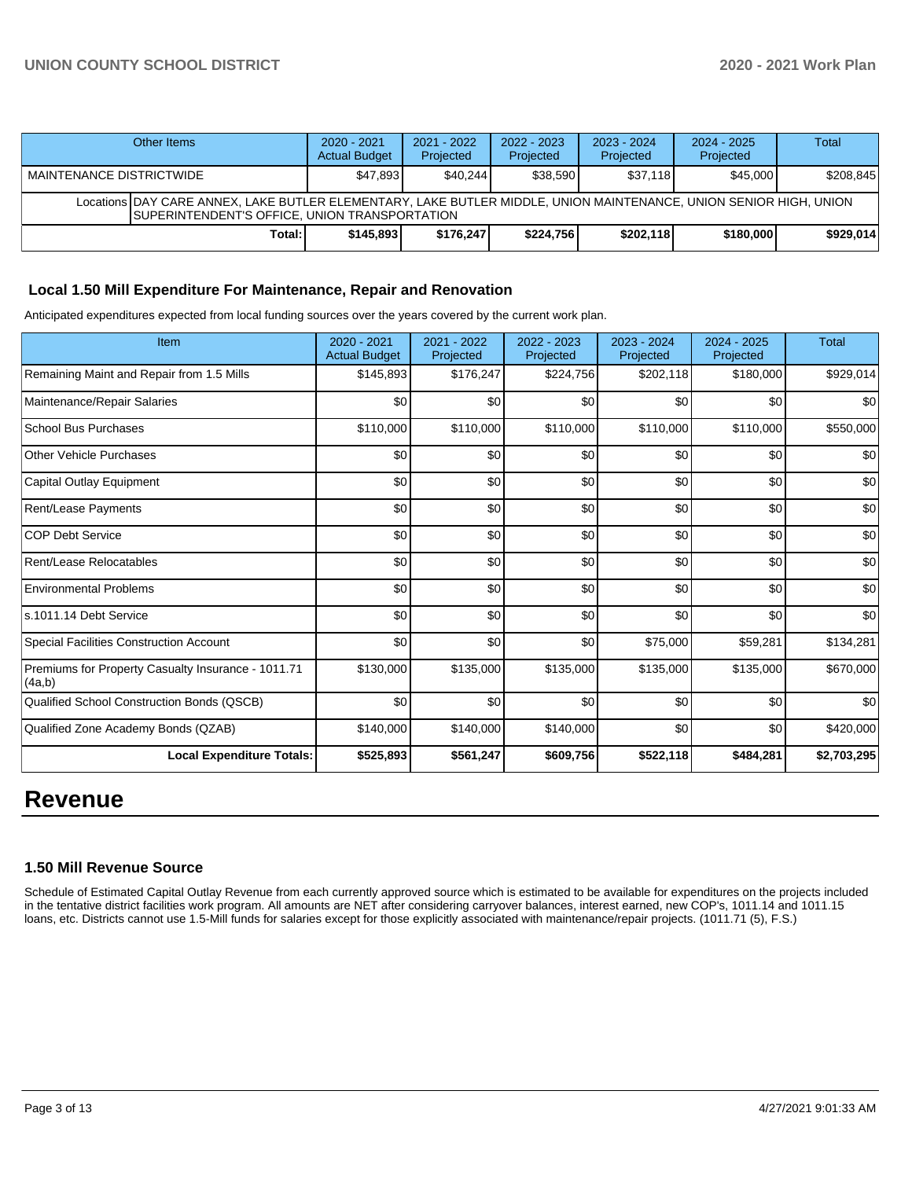| Other Items | 2020 - 2021 Actual Budget | 2021 - 2022 Projected | 2022 - 2023 Projected | 2023 - 2024 Projected | 2024 - 2025 Projected | Total |
|---|---|---|---|---|---|---|
| MAINTENANCE DISTRICTWIDE | $47,893 | $40,244 | $38,590 | $37,118 | $45,000 | $208,845 |
| Locations DAY CARE ANNEX, LAKE BUTLER ELEMENTARY, LAKE BUTLER MIDDLE, UNION MAINTENANCE, UNION SENIOR HIGH, UNION SUPERINTENDENT'S OFFICE, UNION TRANSPORTATION | | | | | | |
| **Total:** | **$145,893** | **$176,247** | **$224,756** | **$202,118** | **$180,000** | **$929,014** |

### Local 1.50 Mill Expenditure For Maintenance, Repair and Renovation

Anticipated expenditures expected from local funding sources over the years covered by the current work plan.

| Item | 2020 - 2021 Actual Budget | 2021 - 2022 Projected | 2022 - 2023 Projected | 2023 - 2024 Projected | 2024 - 2025 Projected | Total |
|---|---|---|---|---|---|---|
| Remaining Maint and Repair from 1.5 Mills | $145,893 | $176,247 | $224,756 | $202,118 | $180,000 | $929,014 |
| Maintenance/Repair Salaries | $0 | $0 | $0 | $0 | $0 | $0 |
| School Bus Purchases | $110,000 | $110,000 | $110,000 | $110,000 | $110,000 | $550,000 |
| Other Vehicle Purchases | $0 | $0 | $0 | $0 | $0 | $0 |
| Capital Outlay Equipment | $0 | $0 | $0 | $0 | $0 | $0 |
| Rent/Lease Payments | $0 | $0 | $0 | $0 | $0 | $0 |
| COP Debt Service | $0 | $0 | $0 | $0 | $0 | $0 |
| Rent/Lease Relocatables | $0 | $0 | $0 | $0 | $0 | $0 |
| Environmental Problems | $0 | $0 | $0 | $0 | $0 | $0 |
| s.1011.14 Debt Service | $0 | $0 | $0 | $0 | $0 | $0 |
| Special Facilities Construction Account | $0 | $0 | $0 | $75,000 | $59,281 | $134,281 |
| Premiums for Property Casualty Insurance - 1011.71 (4a,b) | $130,000 | $135,000 | $135,000 | $135,000 | $135,000 | $670,000 |
| Qualified School Construction Bonds (QSCB) | $0 | $0 | $0 | $0 | $0 | $0 |
| Qualified Zone Academy Bonds (QZAB) | $140,000 | $140,000 | $140,000 | $0 | $0 | $420,000 |
| **Local Expenditure Totals:** | **$525,893** | **$561,247** | **$609,756** | **$522,118** | **$484,281** | **$2,703,295** |

# Revenue

### 1.50 Mill Revenue Source

Schedule of Estimated Capital Outlay Revenue from each currently approved source which is estimated to be available for expenditures on the projects included in the tentative district facilities work program. All amounts are NET after considering carryover balances, interest earned, new COP's, 1011.14 and 1011.15 loans, etc. Districts cannot use 1.5-Mill funds for salaries except for those explicitly associated with maintenance/repair projects. (1011.71 (5), F.S.)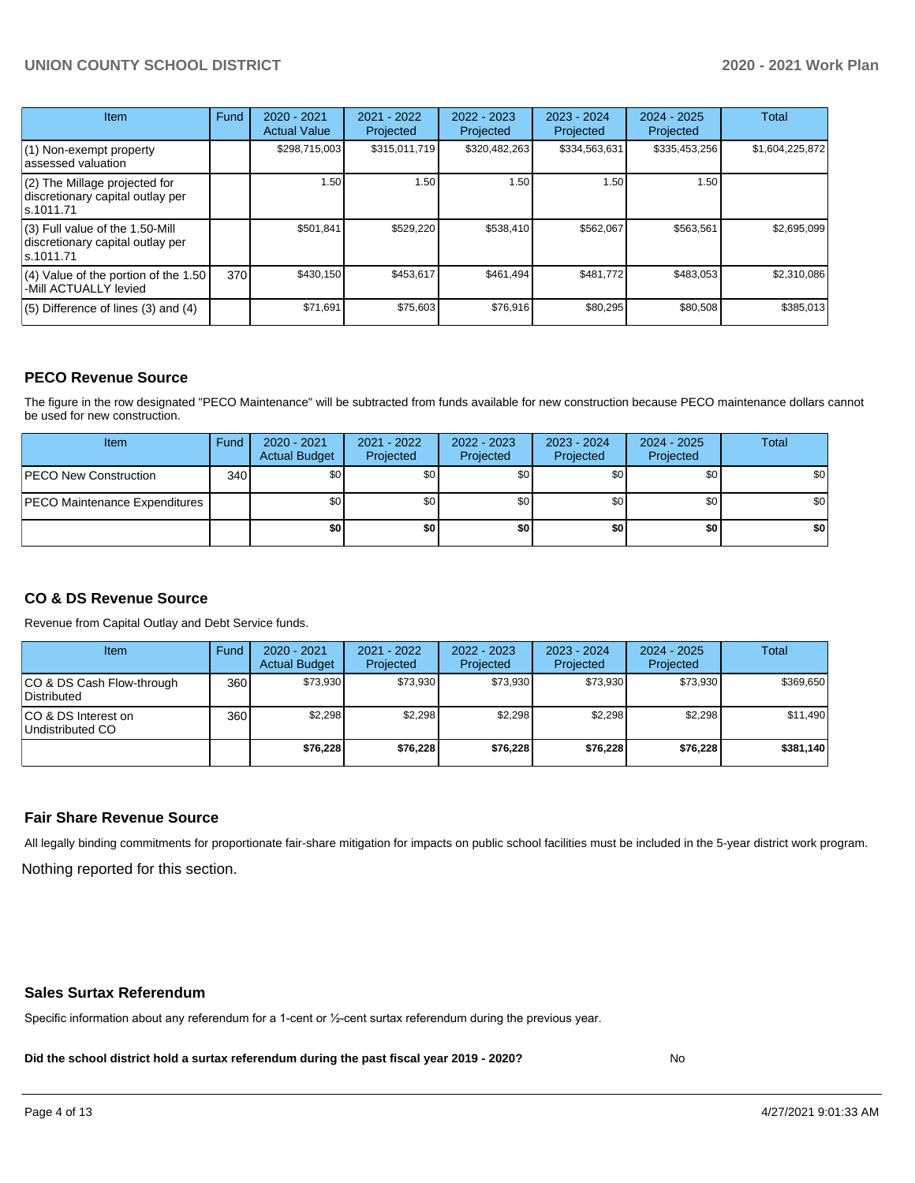| Item | Fund | 2020 - 2021 Actual Value | 2021 - 2022 Projected | 2022 - 2023 Projected | 2023 - 2024 Projected | 2024 - 2025 Projected | Total |
| --- | --- | --- | --- | --- | --- | --- | --- |
| (1) Non-exempt property assessed valuation | | $298,715,003 | $315,011,719 | $320,482,263 | $334,563,631 | $335,453,256 | $1,604,225,872 |
| (2) The Millage projected for discretionary capital outlay per s.1011.71 | | 1.50 | 1.50 | 1.50 | 1.50 | 1.50 | |
| (3) Full value of the 1.50-Mill discretionary capital outlay per s.1011.71 | | $501,841 | $529,220 | $538,410 | $562,067 | $563,561 | $2,695,099 |
| (4) Value of the portion of the 1.50 -Mill ACTUALLY levied | 370 | $430,150 | $453,617 | $461,494 | $481,772 | $483,053 | $2,310,086 |
| (5) Difference of lines (3) and (4) | | $71,691 | $75,603 | $76,916 | $80,295 | $80,508 | $385,013 |

## PECO Revenue Source

The figure in the row designated "PECO Maintenance" will be subtracted from funds available for new construction because PECO maintenance dollars cannot be used for new construction.

| Item | Fund | 2020 - 2021 Actual Budget | 2021 - 2022 Projected | 2022 - 2023 Projected | 2023 - 2024 Projected | 2024 - 2025 Projected | Total |
| --- | --- | --- | --- | --- | --- | --- | --- |
| PECO New Construction | 340 | $0 | $0 | $0 | $0 | $0 | $0 |
| PECO Maintenance Expenditures | | $0 | $0 | $0 | $0 | $0 | $0 |
| | | **$0** | **$0** | **$0** | **$0** | **$0** | **$0** |

## CO & DS Revenue Source

Revenue from Capital Outlay and Debt Service funds.

| Item | Fund | 2020 - 2021 Actual Budget | 2021 - 2022 Projected | 2022 - 2023 Projected | 2023 - 2024 Projected | 2024 - 2025 Projected | Total |
| --- | --- | --- | --- | --- | --- | --- | --- |
| CO & DS Cash Flow-through Distributed | 360 | $73,930 | $73,930 | $73,930 | $73,930 | $73,930 | $369,650 |
| CO & DS Interest on Undistributed CO | 360 | $2,298 | $2,298 | $2,298 | $2,298 | $2,298 | $11,490 |
| | | **$76,228** | **$76,228** | **$76,228** | **$76,228** | **$76,228** | **$381,140** |

## Fair Share Revenue Source

All legally binding commitments for proportionate fair-share mitigation for impacts on public school facilities must be included in the 5-year district work program.

Nothing reported for this section.

## Sales Surtax Referendum

Specific information about any referendum for a 1-cent or ½-cent surtax referendum during the previous year.

**Did the school district hold a surtax referendum during the past fiscal year 2019 - 2020?** No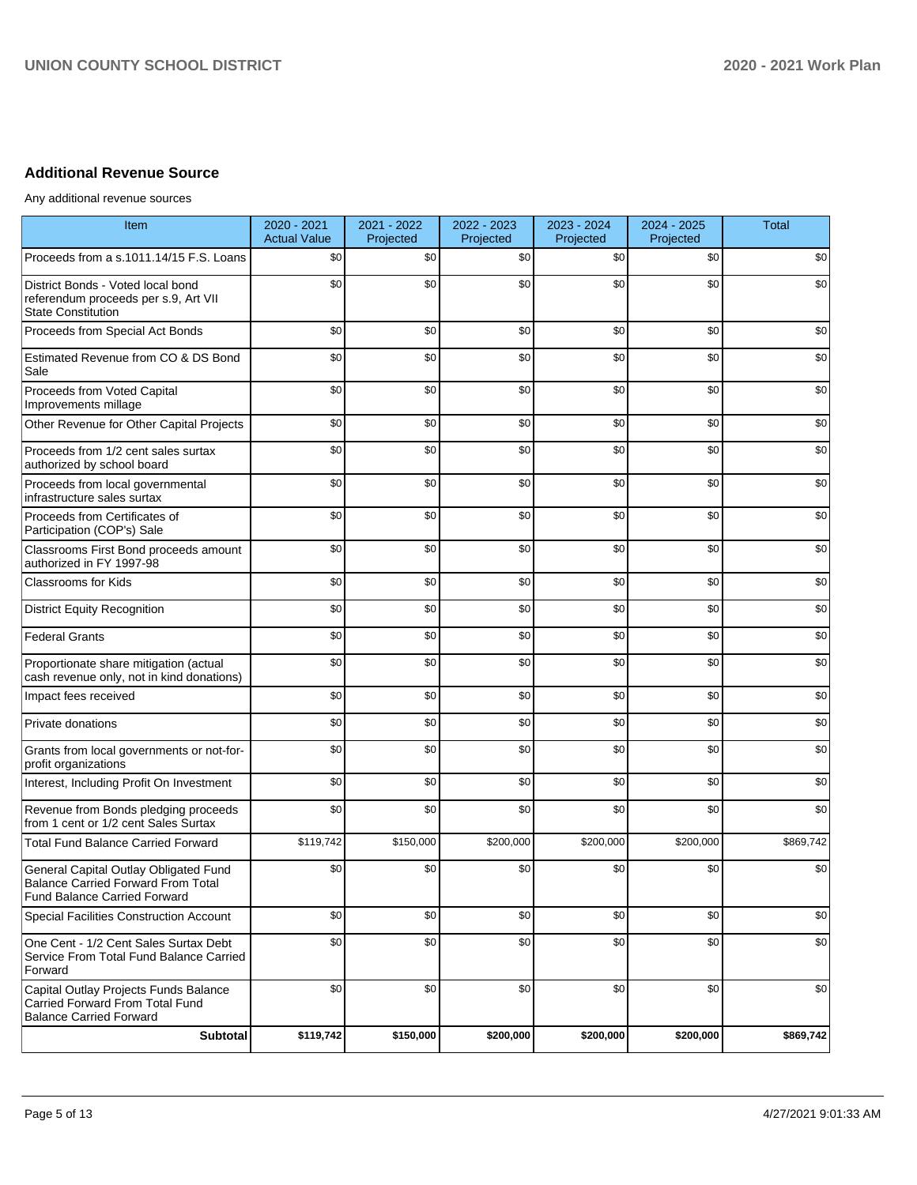## Additional Revenue Source

Any additional revenue sources

| Item | 2020 - 2021 Actual Value | 2021 - 2022 Projected | 2022 - 2023 Projected | 2023 - 2024 Projected | 2024 - 2025 Projected | Total |
|---|---|---|---|---|---|---|
| Proceeds from a s.1011.14/15 F.S. Loans | $0 | $0 | $0 | $0 | $0 | $0 |
| District Bonds - Voted local bond referendum proceeds per s.9, Art VII State Constitution | $0 | $0 | $0 | $0 | $0 | $0 |
| Proceeds from Special Act Bonds | $0 | $0 | $0 | $0 | $0 | $0 |
| Estimated Revenue from CO & DS Bond Sale | $0 | $0 | $0 | $0 | $0 | $0 |
| Proceeds from Voted Capital Improvements millage | $0 | $0 | $0 | $0 | $0 | $0 |
| Other Revenue for Other Capital Projects | $0 | $0 | $0 | $0 | $0 | $0 |
| Proceeds from 1/2 cent sales surtax authorized by school board | $0 | $0 | $0 | $0 | $0 | $0 |
| Proceeds from local governmental infrastructure sales surtax | $0 | $0 | $0 | $0 | $0 | $0 |
| Proceeds from Certificates of Participation (COP's) Sale | $0 | $0 | $0 | $0 | $0 | $0 |
| Classrooms First Bond proceeds amount authorized in FY 1997-98 | $0 | $0 | $0 | $0 | $0 | $0 |
| Classrooms for Kids | $0 | $0 | $0 | $0 | $0 | $0 |
| District Equity Recognition | $0 | $0 | $0 | $0 | $0 | $0 |
| Federal Grants | $0 | $0 | $0 | $0 | $0 | $0 |
| Proportionate share mitigation (actual cash revenue only, not in kind donations) | $0 | $0 | $0 | $0 | $0 | $0 |
| Impact fees received | $0 | $0 | $0 | $0 | $0 | $0 |
| Private donations | $0 | $0 | $0 | $0 | $0 | $0 |
| Grants from local governments or not-for-profit organizations | $0 | $0 | $0 | $0 | $0 | $0 |
| Interest, Including Profit On Investment | $0 | $0 | $0 | $0 | $0 | $0 |
| Revenue from Bonds pledging proceeds from 1 cent or 1/2 cent Sales Surtax | $0 | $0 | $0 | $0 | $0 | $0 |
| Total Fund Balance Carried Forward | $119,742 | $150,000 | $200,000 | $200,000 | $200,000 | $869,742 |
| General Capital Outlay Obligated Fund Balance Carried Forward From Total Fund Balance Carried Forward | $0 | $0 | $0 | $0 | $0 | $0 |
| Special Facilities Construction Account | $0 | $0 | $0 | $0 | $0 | $0 |
| One Cent - 1/2 Cent Sales Surtax Debt Service From Total Fund Balance Carried Forward | $0 | $0 | $0 | $0 | $0 | $0 |
| Capital Outlay Projects Funds Balance Carried Forward From Total Fund Balance Carried Forward | $0 | $0 | $0 | $0 | $0 | $0 |
| **Subtotal** | **$119,742** | **$150,000** | **$200,000** | **$200,000** | **$200,000** | **$869,742** |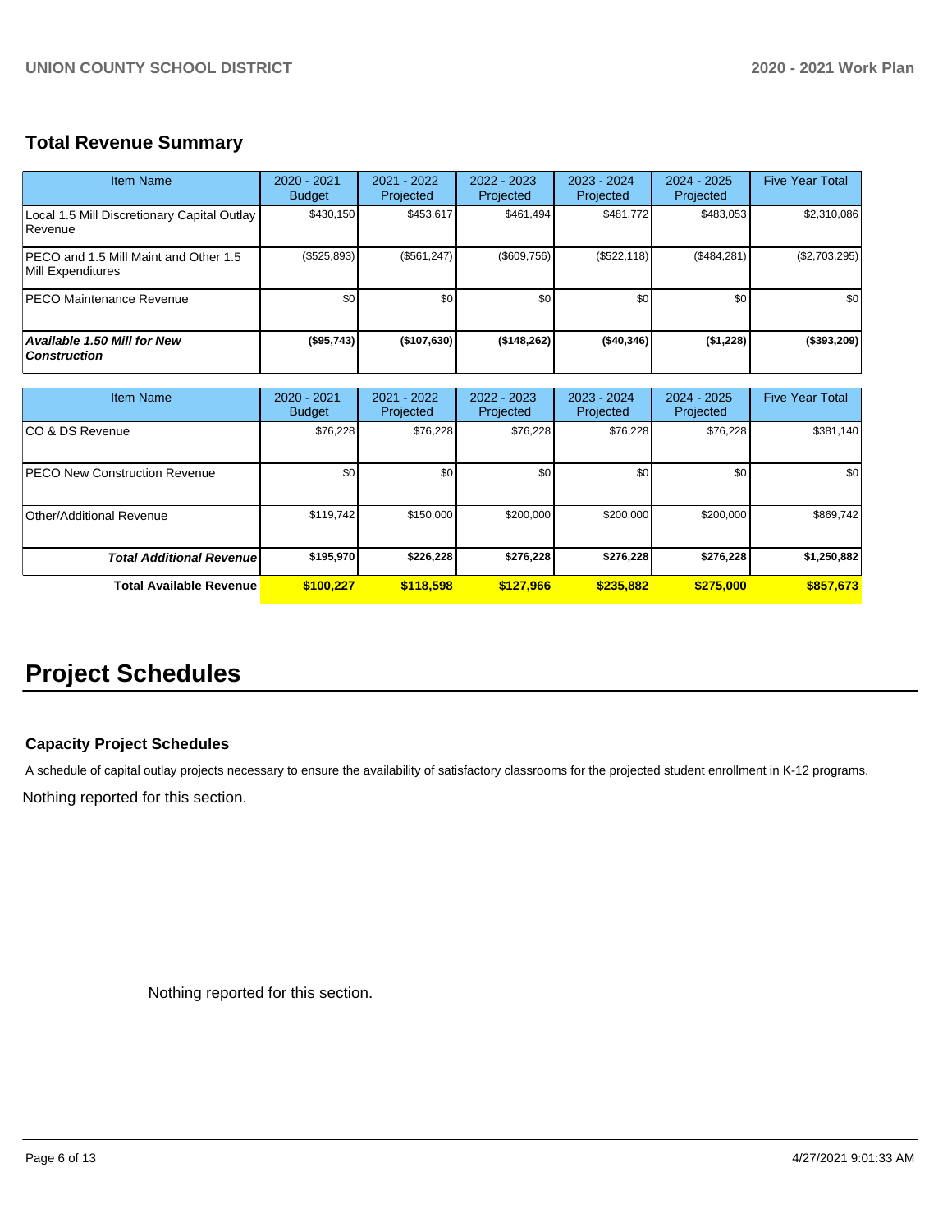## Total Revenue Summary

| Item Name | 2020 - 2021 Budget | 2021 - 2022 Projected | 2022 - 2023 Projected | 2023 - 2024 Projected | 2024 - 2025 Projected | Five Year Total |
|---|---|---|---|---|---|---|
| Local 1.5 Mill Discretionary Capital Outlay Revenue | $430,150 | $453,617 | $461,494 | $481,772 | $483,053 | $2,310,086 |
| PECO and 1.5 Mill Maint and Other 1.5 Mill Expenditures | ($525,893) | ($561,247) | ($609,756) | ($522,118) | ($484,281) | ($2,703,295) |
| PECO Maintenance Revenue | $0 | $0 | $0 | $0 | $0 | $0 |
| ***Available 1.50 Mill for New Construction*** | **($95,743)** | **($107,630)** | **($148,262)** | **($40,346)** | **($1,228)** | **($393,209)** |

| Item Name | 2020 - 2021 Budget | 2021 - 2022 Projected | 2022 - 2023 Projected | 2023 - 2024 Projected | 2024 - 2025 Projected | Five Year Total |
|---|---|---|---|---|---|---|
| CO & DS Revenue | $76,228 | $76,228 | $76,228 | $76,228 | $76,228 | $381,140 |
| PECO New Construction Revenue | $0 | $0 | $0 | $0 | $0 | $0 |
| Other/Additional Revenue | $119,742 | $150,000 | $200,000 | $200,000 | $200,000 | $869,742 |
| ***Total Additional Revenue*** | **$195,970** | **$226,228** | **$276,228** | **$276,228** | **$276,228** | **$1,250,882** |
| **Total Available Revenue** | **$100,227** | **$118,598** | **$127,966** | **$235,882** | **$275,000** | **$857,673** |

# Project Schedules

### Capacity Project Schedules

A schedule of capital outlay projects necessary to ensure the availability of satisfactory classrooms for the projected student enrollment in K-12 programs.

Nothing reported for this section.

Nothing reported for this section.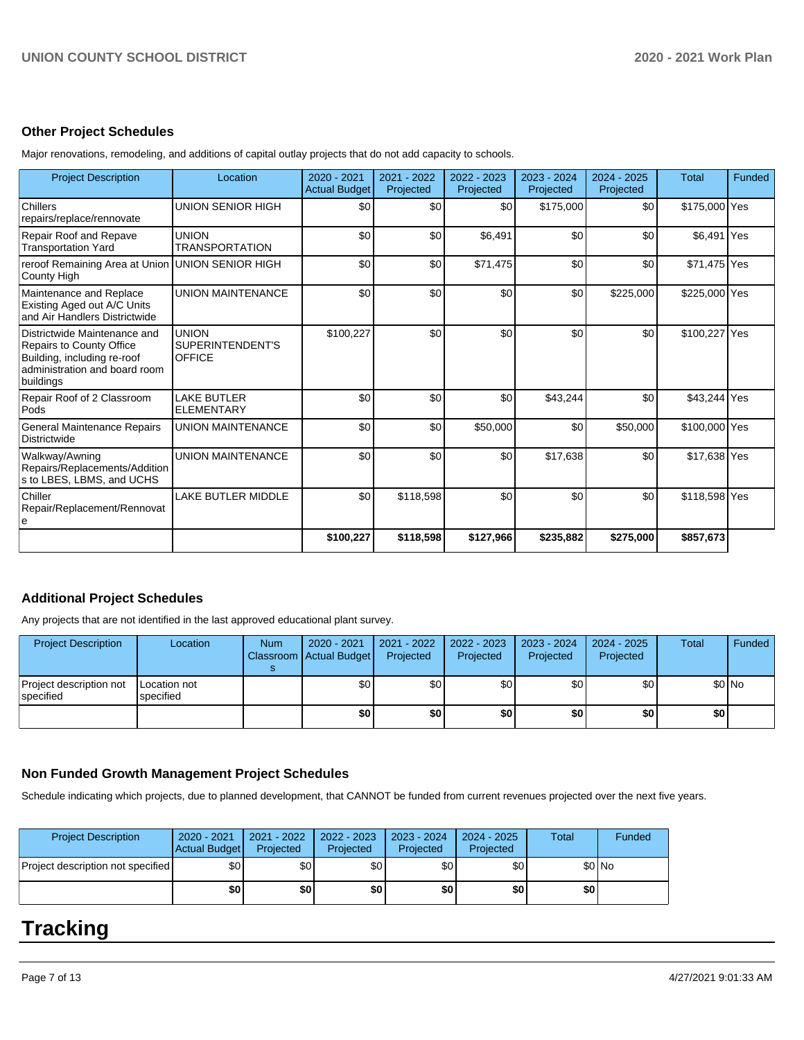## Other Project Schedules

Major renovations, remodeling, and additions of capital outlay projects that do not add capacity to schools.

| Project Description | Location | 2020 - 2021 Actual Budget | 2021 - 2022 Projected | 2022 - 2023 Projected | 2023 - 2024 Projected | 2024 - 2025 Projected | Total | Funded |
|---|---|---|---|---|---|---|---|---|
| Chillers repairs/replace/rennovate | UNION SENIOR HIGH | $0 | $0 | $0 | $175,000 | $0 | $175,000 | Yes |
| Repair Roof and Repave Transportation Yard | UNION TRANSPORTATION | $0 | $0 | $6,491 | $0 | $0 | $6,491 | Yes |
| reroof Remaining Area at Union County High | UNION SENIOR HIGH | $0 | $0 | $71,475 | $0 | $0 | $71,475 | Yes |
| Maintenance and Replace Existing Aged out A/C Units and Air Handlers Districtwide | UNION MAINTENANCE | $0 | $0 | $0 | $0 | $225,000 | $225,000 | Yes |
| Districtwide Maintenance and Repairs to County Office Building, including re-roof administration and board room buildings | UNION SUPERINTENDENT'S OFFICE | $100,227 | $0 | $0 | $0 | $0 | $100,227 | Yes |
| Repair Roof of 2 Classroom Pods | LAKE BUTLER ELEMENTARY | $0 | $0 | $0 | $43,244 | $0 | $43,244 | Yes |
| General Maintenance Repairs Districtwide | UNION MAINTENANCE | $0 | $0 | $50,000 | $0 | $50,000 | $100,000 | Yes |
| Walkway/Awning Repairs/Replacements/Additions to LBES, LBMS, and UCHS | UNION MAINTENANCE | $0 | $0 | $0 | $17,638 | $0 | $17,638 | Yes |
| Chiller Repair/Replacement/Rennovate | LAKE BUTLER MIDDLE | $0 | $118,598 | $0 | $0 | $0 | $118,598 | Yes |
| | | **$100,227** | **$118,598** | **$127,966** | **$235,882** | **$275,000** | **$857,673** | |

## Additional Project Schedules

Any projects that are not identified in the last approved educational plant survey.

| Project Description | Location | Num Classrooms | 2020 - 2021 Actual Budget | 2021 - 2022 Projected | 2022 - 2023 Projected | 2023 - 2024 Projected | 2024 - 2025 Projected | Total | Funded |
|---|---|---|---|---|---|---|---|---|---|
| Project description not specified | Location not specified | | $0 | $0 | $0 | $0 | $0 | $0 | No |
| | | | **$0** | **$0** | **$0** | **$0** | **$0** | **$0** | |

## Non Funded Growth Management Project Schedules

Schedule indicating which projects, due to planned development, that CANNOT be funded from current revenues projected over the next five years.

| Project Description | 2020 - 2021 Actual Budget | 2021 - 2022 Projected | 2022 - 2023 Projected | 2023 - 2024 Projected | 2024 - 2025 Projected | Total | Funded |
|---|---|---|---|---|---|---|---|
| Project description not specified | $0 | $0 | $0 | $0 | $0 | $0 | No |
| | **$0** | **$0** | **$0** | **$0** | **$0** | **$0** | |

# Tracking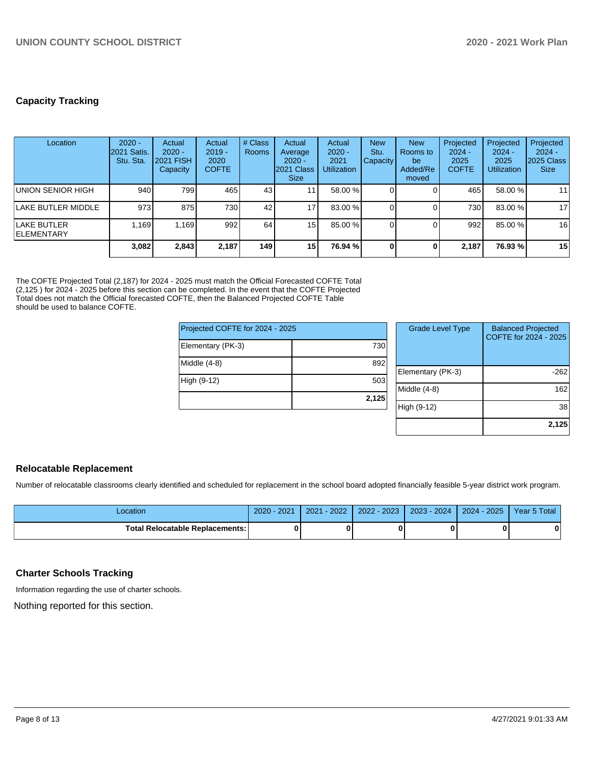## Capacity Tracking

| Location | 2020 - 2021 Satis. Stu. Sta. | Actual 2020 - 2021 FISH Capacity | Actual 2019 - 2020 COFTE | # Class Rooms | Actual Average 2020 - 2021 Class Size | Actual 2020 - 2021 Utilization | New Stu. Capacity | New Rooms to be Added/Removed | Projected 2024 - 2025 COFTE | Projected 2024 - 2025 Utilization | Projected 2024 - 2025 Class Size |
|---|---|---|---|---|---|---|---|---|---|---|---|
| UNION SENIOR HIGH | 940 | 799 | 465 | 43 | 11 | 58.00 % | 0 | 0 | 465 | 58.00 % | 11 |
| LAKE BUTLER MIDDLE | 973 | 875 | 730 | 42 | 17 | 83.00 % | 0 | 0 | 730 | 83.00 % | 17 |
| LAKE BUTLER ELEMENTARY | 1,169 | 1,169 | 992 | 64 | 15 | 85.00 % | 0 | 0 | 992 | 85.00 % | 16 |
| | **3,082** | **2,843** | **2,187** | **149** | **15** | **76.94 %** | **0** | **0** | **2,187** | **76.93 %** | **15** |

The COFTE Projected Total (2,187) for 2024 - 2025 must match the Official Forecasted COFTE Total (2,125 ) for 2024 - 2025 before this section can be completed. In the event that the COFTE Projected Total does not match the Official forecasted COFTE, then the Balanced Projected COFTE Table should be used to balance COFTE.

| Projected COFTE for 2024 - 2025 | |
|---|---|
| Elementary (PK-3) | 730 |
| Middle (4-8) | 892 |
| High (9-12) | 503 |
| | **2,125** |

| Grade Level Type | Balanced Projected COFTE for 2024 - 2025 |
|---|---|
| Elementary (PK-3) | -262 |
| Middle (4-8) | 162 |
| High (9-12) | 38 |
| | **2,125** |

## Relocatable Replacement

Number of relocatable classrooms clearly identified and scheduled for replacement in the school board adopted financially feasible 5-year district work program.

| Location | 2020 - 2021 | 2021 - 2022 | 2022 - 2023 | 2023 - 2024 | 2024 - 2025 | Year 5 Total |
|---|---|---|---|---|---|---|
| **Total Relocatable Replacements:** | **0** | **0** | **0** | **0** | **0** | **0** |

## Charter Schools Tracking

Information regarding the use of charter schools.

Nothing reported for this section.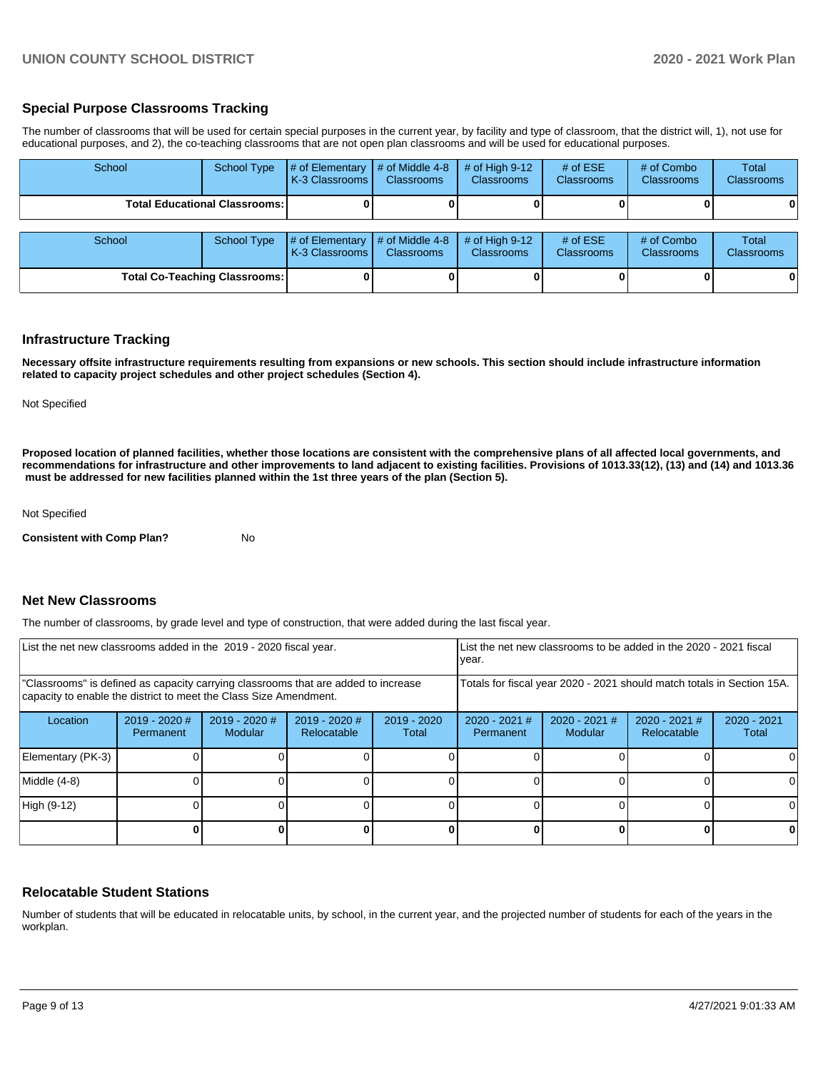## Special Purpose Classrooms Tracking

The number of classrooms that will be used for certain special purposes in the current year, by facility and type of classroom, that the district will, 1), not use for educational purposes, and 2), the co-teaching classrooms that are not open plan classrooms and will be used for educational purposes.

| School | School Type | # of Elementary K-3 Classrooms | # of Middle 4-8 Classrooms | # of High 9-12 Classrooms | # of ESE Classrooms | # of Combo Classrooms | Total Classrooms |
|---|---|---|---|---|---|---|---|
| **Total Educational Classrooms:** | | **0** | **0** | **0** | **0** | **0** | **0** |

| School | School Type | # of Elementary K-3 Classrooms | # of Middle 4-8 Classrooms | # of High 9-12 Classrooms | # of ESE Classrooms | # of Combo Classrooms | Total Classrooms |
|---|---|---|---|---|---|---|---|
| **Total Co-Teaching Classrooms:** | | **0** | **0** | **0** | **0** | **0** | **0** |

## Infrastructure Tracking

**Necessary offsite infrastructure requirements resulting from expansions or new schools. This section should include infrastructure information related to capacity project schedules and other project schedules (Section 4).**

Not Specified

**Proposed location of planned facilities, whether those locations are consistent with the comprehensive plans of all affected local governments, and recommendations for infrastructure and other improvements to land adjacent to existing facilities. Provisions of 1013.33(12), (13) and (14) and 1013.36 must be addressed for new facilities planned within the 1st three years of the plan (Section 5).**

Not Specified

**Consistent with Comp Plan?** No

## Net New Classrooms

The number of classrooms, by grade level and type of construction, that were added during the last fiscal year.

| List the net new classrooms added in the 2019 - 2020 fiscal year. | | | | | List the net new classrooms to be added in the 2020 - 2021 fiscal year. | | | |
|---|---|---|---|---|---|---|---|---|
| "Classrooms" is defined as capacity carrying classrooms that are added to increase capacity to enable the district to meet the Class Size Amendment. | | | | | Totals for fiscal year 2020 - 2021 should match totals in Section 15A. | | | |
| Location | 2019 - 2020 # Permanent | 2019 - 2020 # Modular | 2019 - 2020 # Relocatable | 2019 - 2020 Total | 2020 - 2021 # Permanent | 2020 - 2021 # Modular | 2020 - 2021 # Relocatable | 2020 - 2021 Total |
| Elementary (PK-3) | 0 | 0 | 0 | 0 | 0 | 0 | 0 | 0 |
| Middle (4-8) | 0 | 0 | 0 | 0 | 0 | 0 | 0 | 0 |
| High (9-12) | 0 | 0 | 0 | 0 | 0 | 0 | 0 | 0 |
| | **0** | **0** | **0** | **0** | **0** | **0** | **0** | **0** |

## Relocatable Student Stations

Number of students that will be educated in relocatable units, by school, in the current year, and the projected number of students for each of the years in the workplan.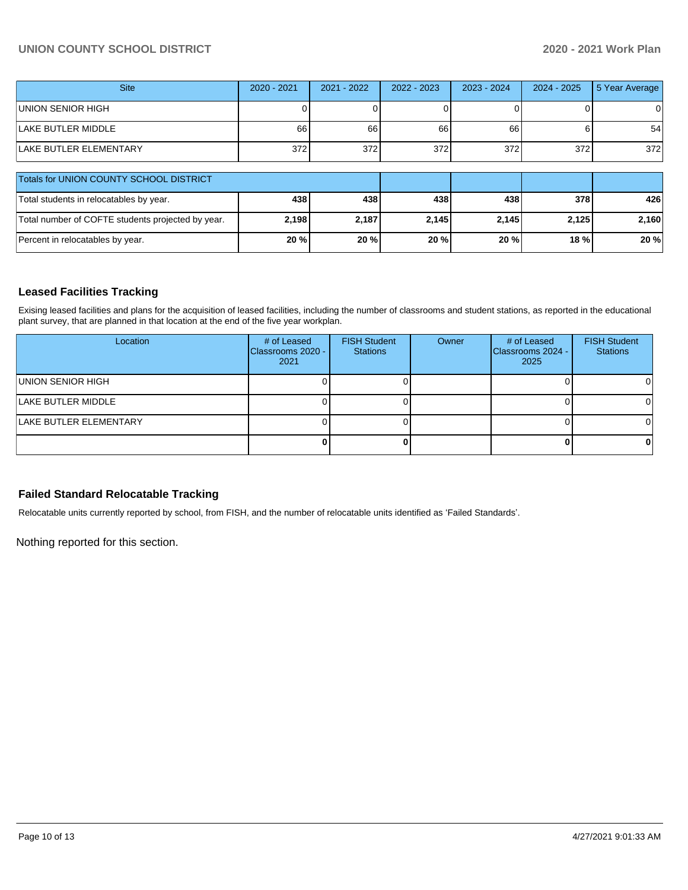| Site | 2020 - 2021 | 2021 - 2022 | 2022 - 2023 | 2023 - 2024 | 2024 - 2025 | 5 Year Average |
|---|---|---|---|---|---|---|
| UNION SENIOR HIGH | 0 | 0 | 0 | 0 | 0 | 0 |
| LAKE BUTLER MIDDLE | 66 | 66 | 66 | 66 | 6 | 54 |
| LAKE BUTLER ELEMENTARY | 372 | 372 | 372 | 372 | 372 | 372 |

| Totals for UNION COUNTY SCHOOL DISTRICT | | | | | | |
|---|---|---|---|---|---|---|
| Total students in relocatables by year. | **438** | **438** | **438** | **438** | **378** | **426** |
| Total number of COFTE students projected by year. | **2,198** | **2,187** | **2,145** | **2,145** | **2,125** | **2,160** |
| Percent in relocatables by year. | **20 %** | **20 %** | **20 %** | **20 %** | **18 %** | **20 %** |

## Leased Facilities Tracking

Exising leased facilities and plans for the acquisition of leased facilities, including the number of classrooms and student stations, as reported in the educational plant survey, that are planned in that location at the end of the five year workplan.

| Location | # of Leased Classrooms 2020 - 2021 | FISH Student Stations | Owner | # of Leased Classrooms 2024 - 2025 | FISH Student Stations |
|---|---|---|---|---|---|
| UNION SENIOR HIGH | 0 | 0 | | 0 | 0 |
| LAKE BUTLER MIDDLE | 0 | 0 | | 0 | 0 |
| LAKE BUTLER ELEMENTARY | 0 | 0 | | 0 | 0 |
| | **0** | **0** | | **0** | **0** |

## Failed Standard Relocatable Tracking

Relocatable units currently reported by school, from FISH, and the number of relocatable units identified as 'Failed Standards'.

Nothing reported for this section.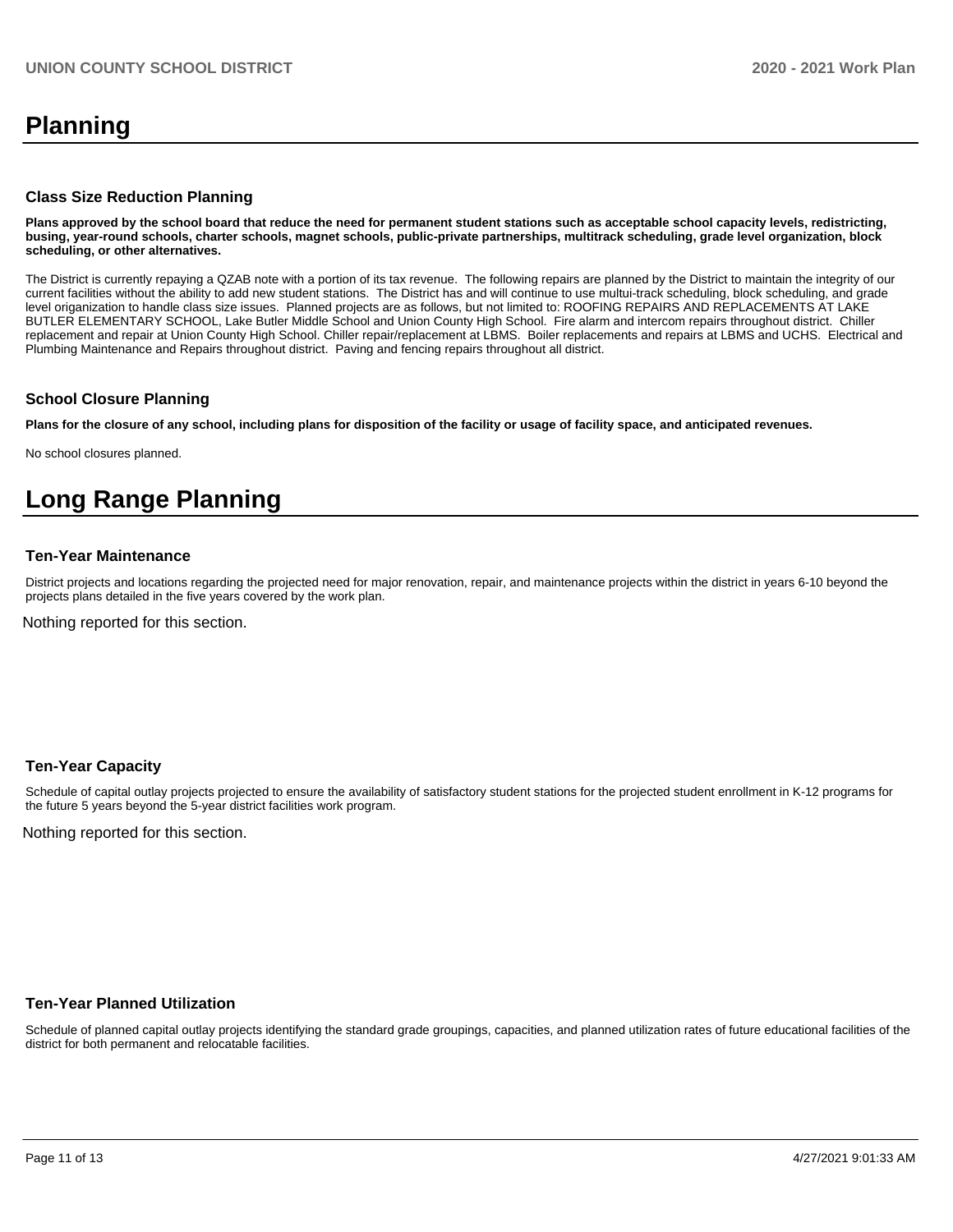# Planning

### Class Size Reduction Planning

**Plans approved by the school board that reduce the need for permanent student stations such as acceptable school capacity levels, redistricting, busing, year-round schools, charter schools, magnet schools, public-private partnerships, multitrack scheduling, grade level organization, block scheduling, or other alternatives.**

The District is currently repaying a QZAB note with a portion of its tax revenue. The following repairs are planned by the District to maintain the integrity of our current facilities without the ability to add new student stations. The District has and will continue to use multui-track scheduling, block scheduling, and grade level origanization to handle class size issues. Planned projects are as follows, but not limited to: ROOFING REPAIRS AND REPLACEMENTS AT LAKE BUTLER ELEMENTARY SCHOOL, Lake Butler Middle School and Union County High School. Fire alarm and intercom repairs throughout district. Chiller replacement and repair at Union County High School. Chiller repair/replacement at LBMS. Boiler replacements and repairs at LBMS and UCHS. Electrical and Plumbing Maintenance and Repairs throughout district. Paving and fencing repairs throughout all district.

### School Closure Planning

**Plans for the closure of any school, including plans for disposition of the facility or usage of facility space, and anticipated revenues.**

No school closures planned.

# Long Range Planning

### Ten-Year Maintenance

District projects and locations regarding the projected need for major renovation, repair, and maintenance projects within the district in years 6-10 beyond the projects plans detailed in the five years covered by the work plan.

Nothing reported for this section.

### Ten-Year Capacity

Schedule of capital outlay projects projected to ensure the availability of satisfactory student stations for the projected student enrollment in K-12 programs for the future 5 years beyond the 5-year district facilities work program.

Nothing reported for this section.

### Ten-Year Planned Utilization

Schedule of planned capital outlay projects identifying the standard grade groupings, capacities, and planned utilization rates of future educational facilities of the district for both permanent and relocatable facilities.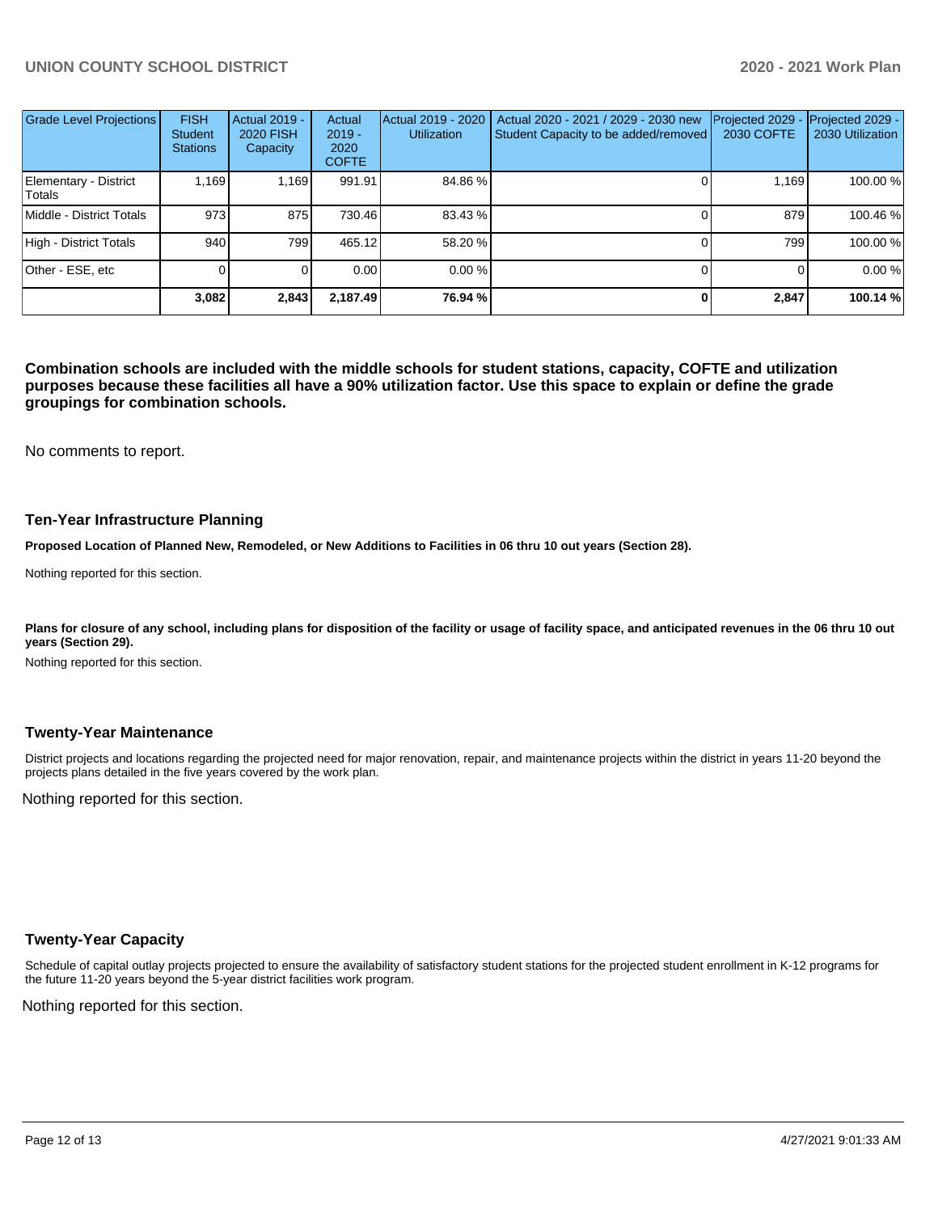| Grade Level Projections | FISH Student Stations | Actual 2019 - 2020 FISH Capacity | Actual 2019 - 2020 COFTE | Actual 2019 - 2020 Utilization | Actual 2020 - 2021 / 2029 - 2030 new Student Capacity to be added/removed | Projected 2029 - 2030 COFTE | Projected 2029 - 2030 Utilization |
|---|---|---|---|---|---|---|---|
| Elementary - District Totals | 1,169 | 1,169 | 991.91 | 84.86 % | 0 | 1,169 | 100.00 % |
| Middle - District Totals | 973 | 875 | 730.46 | 83.43 % | 0 | 879 | 100.46 % |
| High - District Totals | 940 | 799 | 465.12 | 58.20 % | 0 | 799 | 100.00 % |
| Other - ESE, etc | 0 | 0 | 0.00 | 0.00 % | 0 | 0 | 0.00 % |
| | **3,082** | **2,843** | **2,187.49** | **76.94 %** | **0** | **2,847** | **100.14 %** |

**Combination schools are included with the middle schools for student stations, capacity, COFTE and utilization purposes because these facilities all have a 90% utilization factor. Use this space to explain or define the grade groupings for combination schools.**

No comments to report.

## Ten-Year Infrastructure Planning

**Proposed Location of Planned New, Remodeled, or New Additions to Facilities in 06 thru 10 out years (Section 28).**

Nothing reported for this section.

**Plans for closure of any school, including plans for disposition of the facility or usage of facility space, and anticipated revenues in the 06 thru 10 out years (Section 29).**

Nothing reported for this section.

## Twenty-Year Maintenance

District projects and locations regarding the projected need for major renovation, repair, and maintenance projects within the district in years 11-20 beyond the projects plans detailed in the five years covered by the work plan.

Nothing reported for this section.

## Twenty-Year Capacity

Schedule of capital outlay projects projected to ensure the availability of satisfactory student stations for the projected student enrollment in K-12 programs for the future 11-20 years beyond the 5-year district facilities work program.

Nothing reported for this section.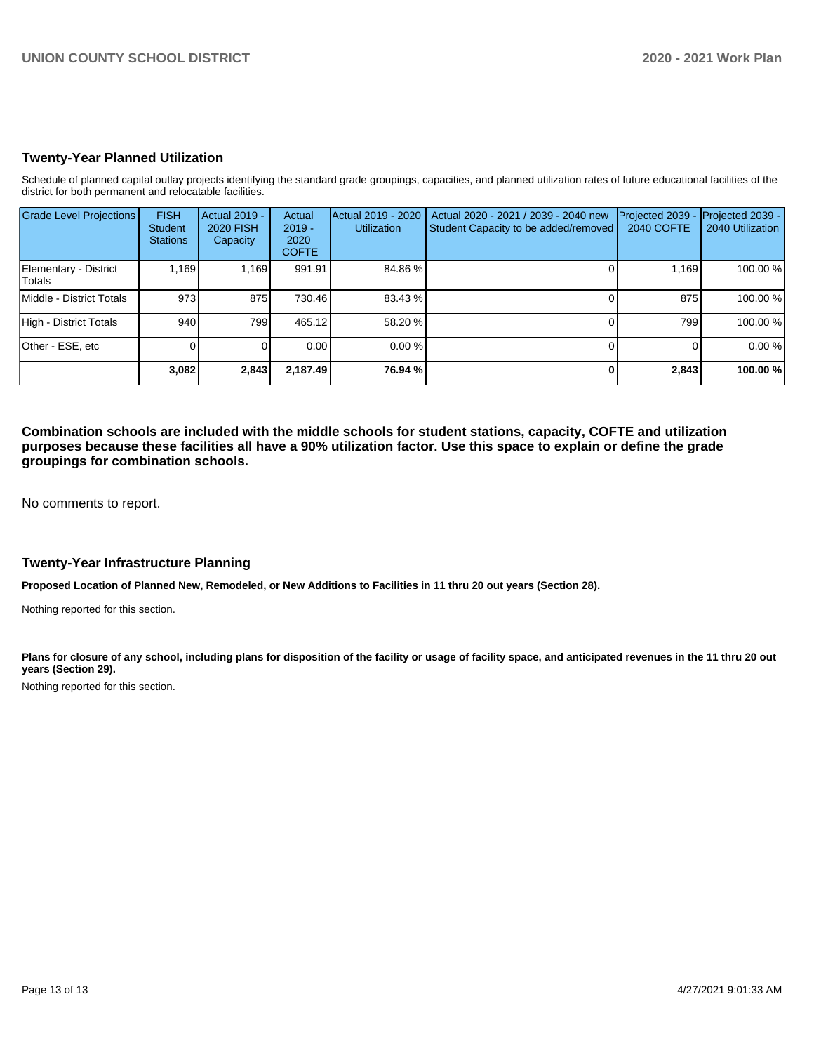## Twenty-Year Planned Utilization

Schedule of planned capital outlay projects identifying the standard grade groupings, capacities, and planned utilization rates of future educational facilities of the district for both permanent and relocatable facilities.

| Grade Level Projections | FISH Student Stations | Actual 2019 - 2020 FISH Capacity | Actual 2019 - 2020 COFTE | Actual 2019 - 2020 Utilization | Actual 2020 - 2021 / 2039 - 2040 new Student Capacity to be added/removed | Projected 2039 - 2040 COFTE | Projected 2039 - 2040 Utilization |
|---|---|---|---|---|---|---|---|
| Elementary - District Totals | 1,169 | 1,169 | 991.91 | 84.86 % | 0 | 1,169 | 100.00 % |
| Middle - District Totals | 973 | 875 | 730.46 | 83.43 % | 0 | 875 | 100.00 % |
| High - District Totals | 940 | 799 | 465.12 | 58.20 % | 0 | 799 | 100.00 % |
| Other - ESE, etc | 0 | 0 | 0.00 | 0.00 % | 0 | 0 | 0.00 % |
| | **3,082** | **2,843** | **2,187.49** | **76.94 %** | **0** | **2,843** | **100.00 %** |

**Combination schools are included with the middle schools for student stations, capacity, COFTE and utilization purposes because these facilities all have a 90% utilization factor. Use this space to explain or define the grade groupings for combination schools.**

No comments to report.

## Twenty-Year Infrastructure Planning

**Proposed Location of Planned New, Remodeled, or New Additions to Facilities in 11 thru 20 out years (Section 28).**

Nothing reported for this section.

**Plans for closure of any school, including plans for disposition of the facility or usage of facility space, and anticipated revenues in the 11 thru 20 out years (Section 29).**

Nothing reported for this section.